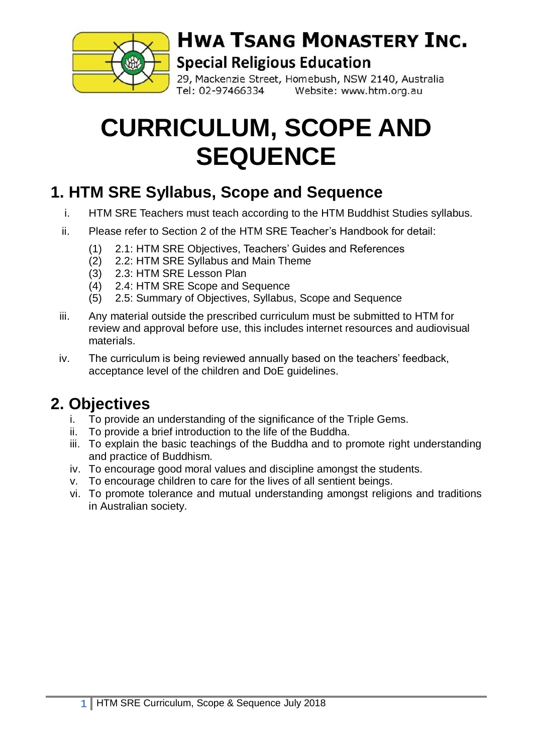# HWA TSANG MONASTERY INC.

**Special Religious Education**

29, Mackenzie Street, Homebush, NSW 2140, Australia
Tel: 02-97466334 Website: www.htm.org.au

# CURRICULUM, SCOPE AND SEQUENCE

## 1. HTM SRE Syllabus, Scope and Sequence

i. HTM SRE Teachers must teach according to the HTM Buddhist Studies syllabus.

ii. Please refer to Section 2 of the HTM SRE Teacher's Handbook for detail:

   (1) 2.1: HTM SRE Objectives, Teachers' Guides and References
   (2) 2.2: HTM SRE Syllabus and Main Theme
   (3) 2.3: HTM SRE Lesson Plan
   (4) 2.4: HTM SRE Scope and Sequence
   (5) 2.5: Summary of Objectives, Syllabus, Scope and Sequence

iii. Any material outside the prescribed curriculum must be submitted to HTM for review and approval before use, this includes internet resources and audiovisual materials.

iv. The curriculum is being reviewed annually based on the teachers' feedback, acceptance level of the children and DoE guidelines.

## 2. Objectives

i. To provide an understanding of the significance of the Triple Gems.
ii. To provide a brief introduction to the life of the Buddha.
iii. To explain the basic teachings of the Buddha and to promote right understanding and practice of Buddhism.
iv. To encourage good moral values and discipline amongst the students.
v. To encourage children to care for the lives of all sentient beings.
vi. To promote tolerance and mutual understanding amongst religions and traditions in Australian society.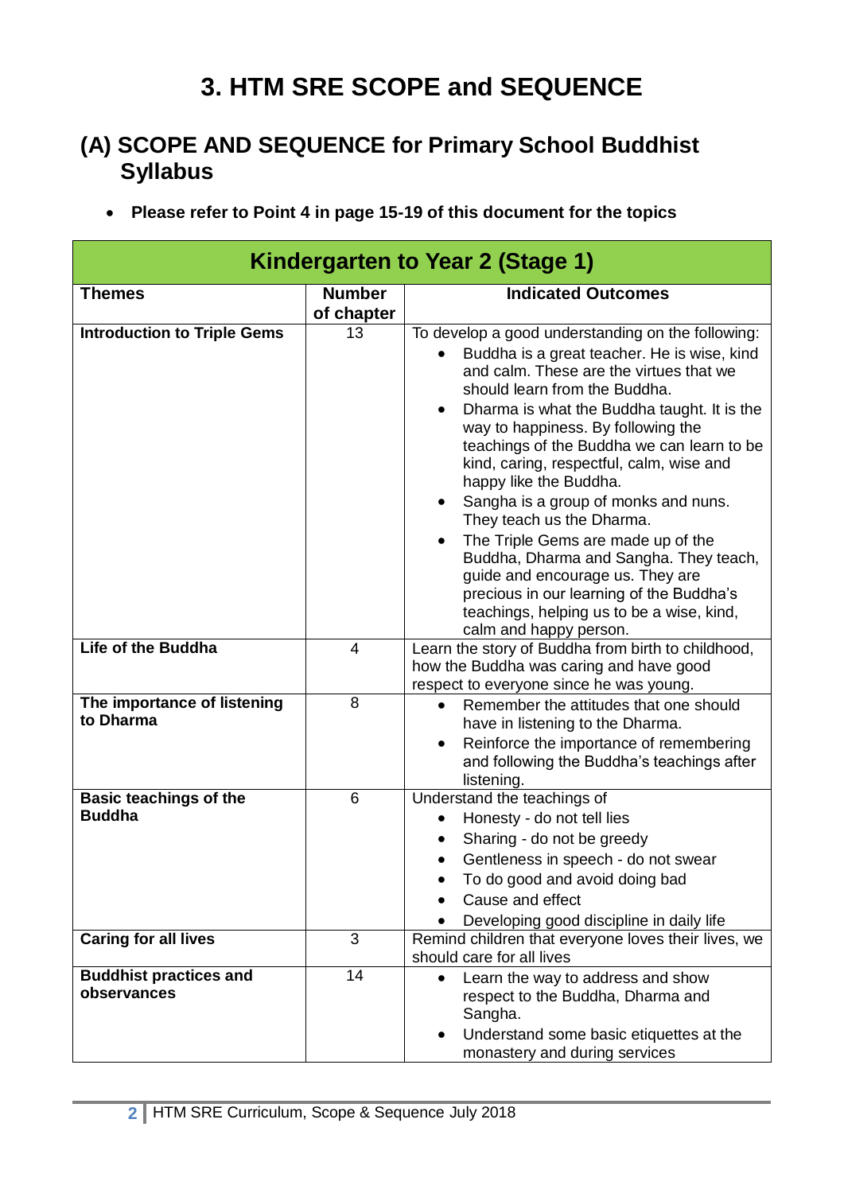# 3. HTM SRE SCOPE and SEQUENCE

## (A) SCOPE AND SEQUENCE for Primary School Buddhist Syllabus

- **Please refer to Point 4 in page 15-19 of this document for the topics**

| Kindergarten to Year 2 (Stage 1) | | |
|---|---|---|
| **Themes** | **Number of chapter** | **Indicated Outcomes** |
| **Introduction to Triple Gems** | 13 | To develop a good understanding on the following:<br>• Buddha is a great teacher. He is wise, kind and calm. These are the virtues that we should learn from the Buddha.<br>• Dharma is what the Buddha taught. It is the way to happiness. By following the teachings of the Buddha we can learn to be kind, caring, respectful, calm, wise and happy like the Buddha.<br>• Sangha is a group of monks and nuns. They teach us the Dharma.<br>• The Triple Gems are made up of the Buddha, Dharma and Sangha. They teach, guide and encourage us. They are precious in our learning of the Buddha's teachings, helping us to be a wise, kind, calm and happy person. |
| **Life of the Buddha** | 4 | Learn the story of Buddha from birth to childhood, how the Buddha was caring and have good respect to everyone since he was young. |
| **The importance of listening to Dharma** | 8 | • Remember the attitudes that one should have in listening to the Dharma.<br>• Reinforce the importance of remembering and following the Buddha's teachings after listening. |
| **Basic teachings of the Buddha** | 6 | Understand the teachings of<br>• Honesty - do not tell lies<br>• Sharing - do not be greedy<br>• Gentleness in speech - do not swear<br>• To do good and avoid doing bad<br>• Cause and effect<br>• Developing good discipline in daily life |
| **Caring for all lives** | 3 | Remind children that everyone loves their lives, we should care for all lives |
| **Buddhist practices and observances** | 14 | • Learn the way to address and show respect to the Buddha, Dharma and Sangha.<br>• Understand some basic etiquettes at the monastery and during services |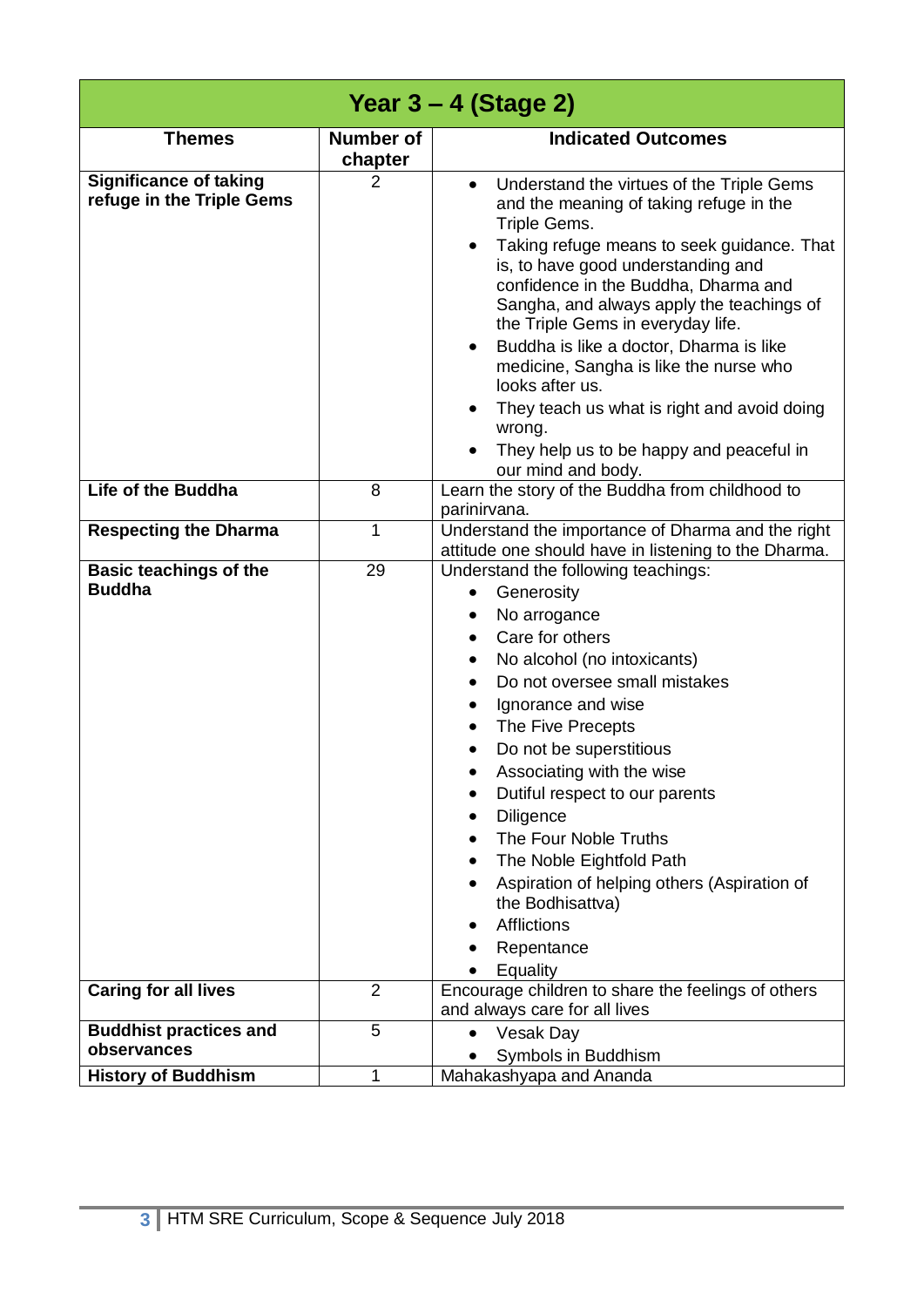| Year 3 – 4 (Stage 2) | | |
|---|---|---|
| **Themes** | **Number of chapter** | **Indicated Outcomes** |
| **Significance of taking refuge in the Triple Gems** | 2 | • Understand the virtues of the Triple Gems and the meaning of taking refuge in the Triple Gems.<br>• Taking refuge means to seek guidance. That is, to have good understanding and confidence in the Buddha, Dharma and Sangha, and always apply the teachings of the Triple Gems in everyday life.<br>• Buddha is like a doctor, Dharma is like medicine, Sangha is like the nurse who looks after us.<br>• They teach us what is right and avoid doing wrong.<br>• They help us to be happy and peaceful in our mind and body. |
| **Life of the Buddha** | 8 | Learn the story of the Buddha from childhood to parinirvana. |
| **Respecting the Dharma** | 1 | Understand the importance of Dharma and the right attitude one should have in listening to the Dharma. |
| **Basic teachings of the Buddha** | 29 | Understand the following teachings:<br>• Generosity<br>• No arrogance<br>• Care for others<br>• No alcohol (no intoxicants)<br>• Do not oversee small mistakes<br>• Ignorance and wise<br>• The Five Precepts<br>• Do not be superstitious<br>• Associating with the wise<br>• Dutiful respect to our parents<br>• Diligence<br>• The Four Noble Truths<br>• The Noble Eightfold Path<br>• Aspiration of helping others (Aspiration of the Bodhisattva)<br>• Afflictions<br>• Repentance<br>• Equality |
| **Caring for all lives** | 2 | Encourage children to share the feelings of others and always care for all lives |
| **Buddhist practices and observances** | 5 | • Vesak Day<br>• Symbols in Buddhism |
| **History of Buddhism** | 1 | Mahakashyapa and Ananda |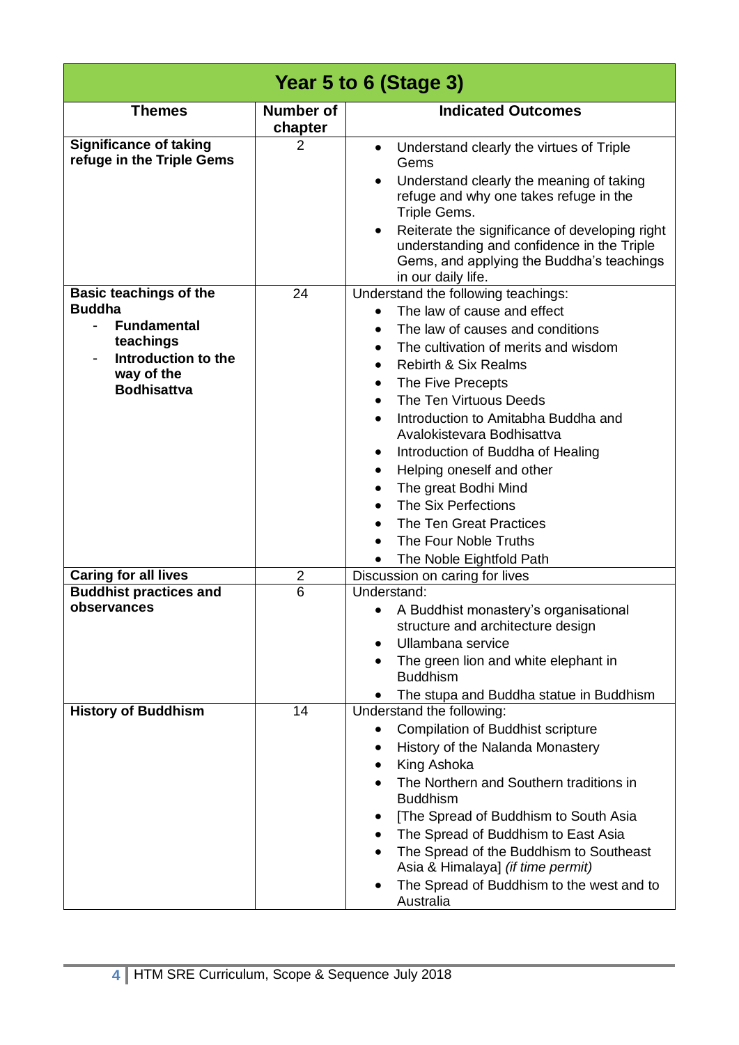| Year 5 to 6 (Stage 3) | | |
|---|---|---|
| **Themes** | **Number of chapter** | **Indicated Outcomes** |
| **Significance of taking refuge in the Triple Gems** | 2 | • Understand clearly the virtues of Triple Gems<br>• Understand clearly the meaning of taking refuge and why one takes refuge in the Triple Gems.<br>• Reiterate the significance of developing right understanding and confidence in the Triple Gems, and applying the Buddha's teachings in our daily life. |
| **Basic teachings of the Buddha**<br>- **Fundamental teachings**<br>- **Introduction to the way of the Bodhisattva** | 24 | Understand the following teachings:<br>• The law of cause and effect<br>• The law of causes and conditions<br>• The cultivation of merits and wisdom<br>• Rebirth & Six Realms<br>• The Five Precepts<br>• The Ten Virtuous Deeds<br>• Introduction to Amitabha Buddha and Avalokistevara Bodhisattva<br>• Introduction of Buddha of Healing<br>• Helping oneself and other<br>• The great Bodhi Mind<br>• The Six Perfections<br>• The Ten Great Practices<br>• The Four Noble Truths<br>• The Noble Eightfold Path |
| **Caring for all lives** | 2 | Discussion on caring for lives |
| **Buddhist practices and observances** | 6 | Understand:<br>• A Buddhist monastery's organisational structure and architecture design<br>• Ullambana service<br>• The green lion and white elephant in Buddhism<br>• The stupa and Buddha statue in Buddhism |
| **History of Buddhism** | 14 | Understand the following:<br>• Compilation of Buddhist scripture<br>• History of the Nalanda Monastery<br>• King Ashoka<br>• The Northern and Southern traditions in Buddhism<br>• [The Spread of Buddhism to South Asia<br>• The Spread of Buddhism to East Asia<br>• The Spread of the Buddhism to Southeast Asia & Himalaya] *(if time permit)*<br>• The Spread of Buddhism to the west and to Australia |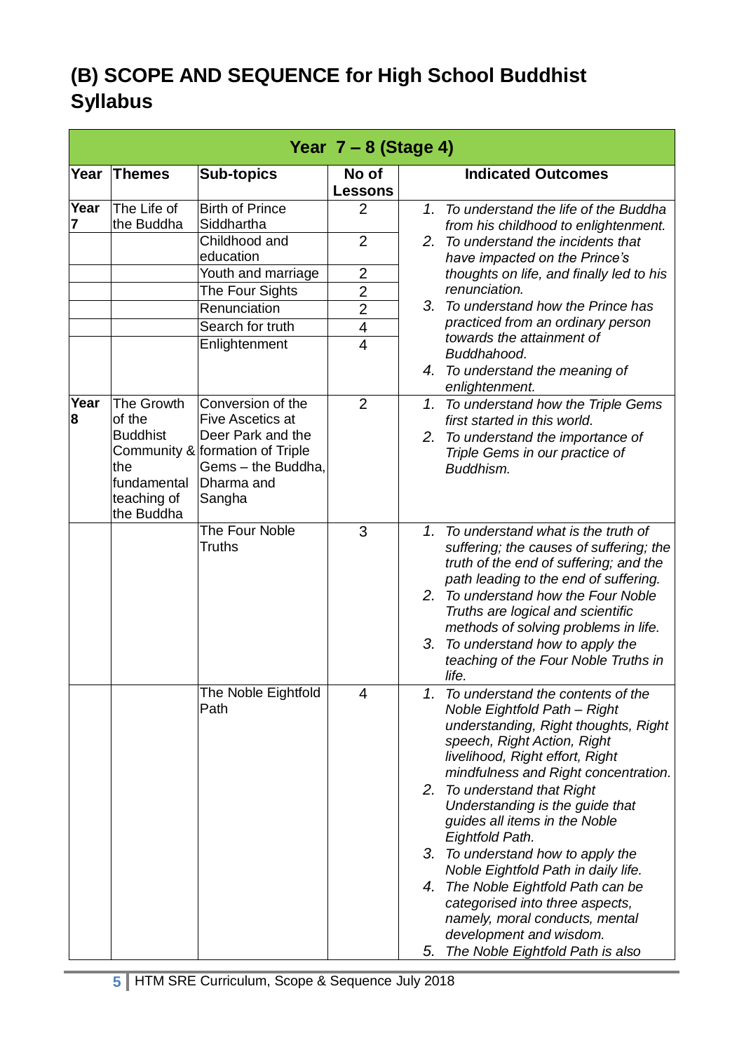## (B) SCOPE AND SEQUENCE for High School Buddhist Syllabus

| Year 7 – 8 (Stage 4) | | | | |
|---|---|---|---|---|
| **Year** | **Themes** | **Sub-topics** | **No of Lessons** | **Indicated Outcomes** |
| **Year 7** | The Life of the Buddha | Birth of Prince Siddhartha | 2 | 1. *To understand the life of the Buddha from his childhood to enlightenment.*<br>2. *To understand the incidents that have impacted on the Prince's thoughts on life, and finally led to his renunciation.*<br>3. *To understand how the Prince has practiced from an ordinary person towards the attainment of Buddhahood.*<br>4. *To understand the meaning of enlightenment.* |
| | | Childhood and education | 2 | |
| | | Youth and marriage | 2 | |
| | | The Four Sights | 2 | |
| | | Renunciation | 2 | |
| | | Search for truth | 4 | |
| | | Enlightenment | 4 | |
| **Year 8** | The Growth of the Buddhist Community & the fundamental teaching of the Buddha | Conversion of the Five Ascetics at Deer Park and the formation of Triple Gems – the Buddha, Dharma and Sangha | 2 | 1. *To understand how the Triple Gems first started in this world.*<br>2. *To understand the importance of Triple Gems in our practice of Buddhism.* |
| | | The Four Noble Truths | 3 | 1. *To understand what is the truth of suffering; the causes of suffering; the truth of the end of suffering; and the path leading to the end of suffering.*<br>2. *To understand how the Four Noble Truths are logical and scientific methods of solving problems in life.*<br>3. *To understand how to apply the teaching of the Four Noble Truths in life.* |
| | | The Noble Eightfold Path | 4 | 1. *To understand the contents of the Noble Eightfold Path – Right understanding, Right thoughts, Right speech, Right Action, Right livelihood, Right effort, Right mindfulness and Right concentration.*<br>2. *To understand that Right Understanding is the guide that guides all items in the Noble Eightfold Path.*<br>3. *To understand how to apply the Noble Eightfold Path in daily life.*<br>4. *The Noble Eightfold Path can be categorised into three aspects, namely, moral conducts, mental development and wisdom.*<br>5. *The Noble Eightfold Path is also* |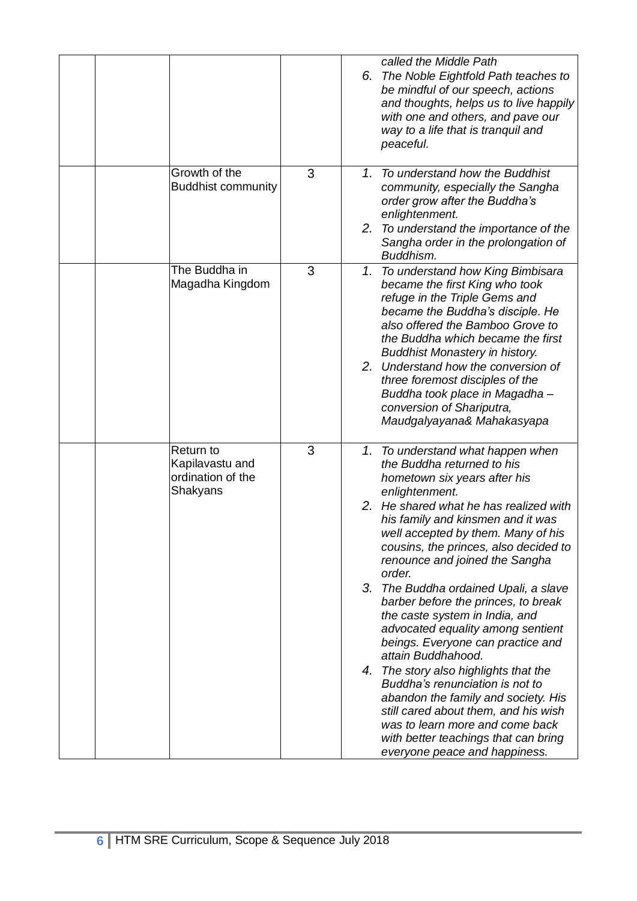| | | | | |
|---|---|---|---|---|
| | | | | *called the Middle Path*<br>6. *The Noble Eightfold Path teaches to be mindful of our speech, actions and thoughts, helps us to live happily with one and others, and pave our way to a life that is tranquil and peaceful.* |
| | | Growth of the Buddhist community | 3 | 1. *To understand how the Buddhist community, especially the Sangha order grow after the Buddha's enlightenment.*<br>2. *To understand the importance of the Sangha order in the prolongation of Buddhism.* |
| | | The Buddha in Magadha Kingdom | 3 | 1. *To understand how King Bimbisara became the first King who took refuge in the Triple Gems and became the Buddha's disciple. He also offered the Bamboo Grove to the Buddha which became the first Buddhist Monastery in history.*<br>2. *Understand how the conversion of three foremost disciples of the Buddha took place in Magadha – conversion of Shariputra, Maudgalyayana& Mahakasyapa* |
| | | Return to Kapilavastu and ordination of the Shakyans | 3 | 1. *To understand what happen when the Buddha returned to his hometown six years after his enlightenment.*<br>2. *He shared what he has realized with his family and kinsmen and it was well accepted by them. Many of his cousins, the princes, also decided to renounce and joined the Sangha order.*<br>3. *The Buddha ordained Upali, a slave barber before the princes, to break the caste system in India, and advocated equality among sentient beings. Everyone can practice and attain Buddhahood.*<br>4. *The story also highlights that the Buddha's renunciation is not to abandon the family and society. His still cared about them, and his wish was to learn more and come back with better teachings that can bring everyone peace and happiness.* |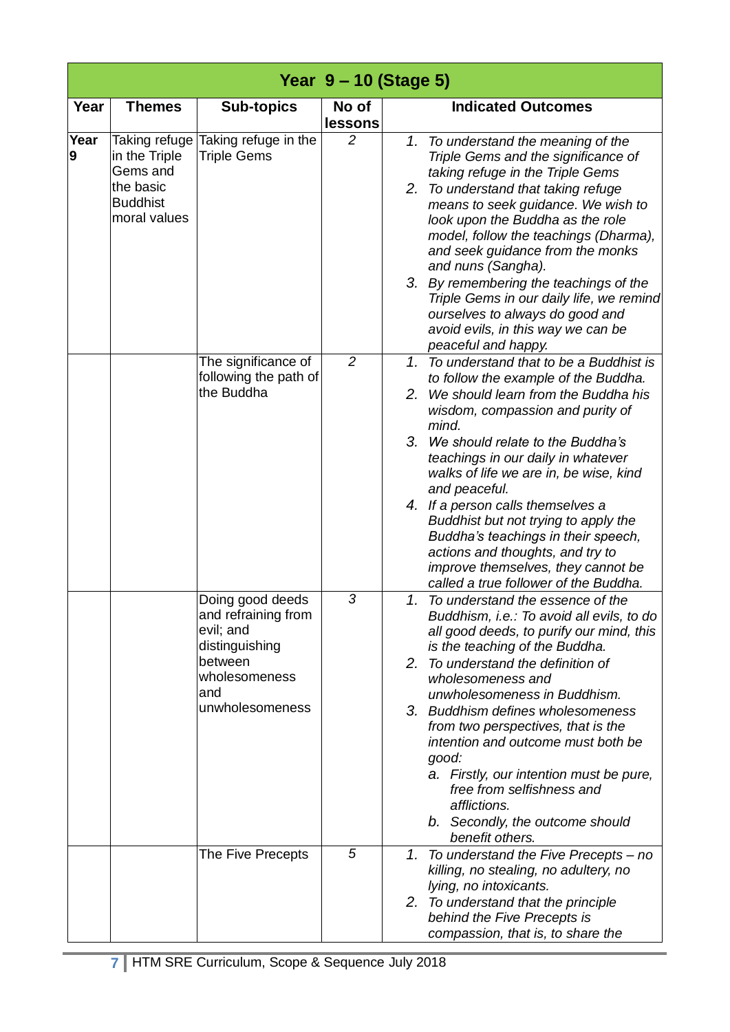| Year 9 – 10 (Stage 5) | | | | |
|---|---|---|---|---|
| **Year** | **Themes** | **Sub-topics** | **No of lessons** | **Indicated Outcomes** |
| **Year 9** | Taking refuge in the Triple Gems and the basic Buddhist moral values | Taking refuge in the Triple Gems | *2* | *1. To understand the meaning of the Triple Gems and the significance of taking refuge in the Triple Gems*<br>*2. To understand that taking refuge means to seek guidance. We wish to look upon the Buddha as the role model, follow the teachings (Dharma), and seek guidance from the monks and nuns (Sangha).*<br>*3. By remembering the teachings of the Triple Gems in our daily life, we remind ourselves to always do good and avoid evils, in this way we can be peaceful and happy.* |
| | | The significance of following the path of the Buddha | *2* | *1. To understand that to be a Buddhist is to follow the example of the Buddha.*<br>*2. We should learn from the Buddha his wisdom, compassion and purity of mind.*<br>*3. We should relate to the Buddha's teachings in our daily in whatever walks of life we are in, be wise, kind and peaceful.*<br>*4. If a person calls themselves a Buddhist but not trying to apply the Buddha's teachings in their speech, actions and thoughts, and try to improve themselves, they cannot be called a true follower of the Buddha.* |
| | | Doing good deeds and refraining from evil; and distinguishing between wholesomeness and unwholesomeness | *3* | *1. To understand the essence of the Buddhism, i.e.: To avoid all evils, to do all good deeds, to purify our mind, this is the teaching of the Buddha.*<br>*2. To understand the definition of wholesomeness and unwholesomeness in Buddhism.*<br>*3. Buddhism defines wholesomeness from two perspectives, that is the intention and outcome must both be good:*<br>*a. Firstly, our intention must be pure, free from selfishness and afflictions.*<br>*b. Secondly, the outcome should benefit others.* |
| | | The Five Precepts | *5* | *1. To understand the Five Precepts – no killing, no stealing, no adultery, no lying, no intoxicants.*<br>*2. To understand that the principle behind the Five Precepts is compassion, that is, to share the* |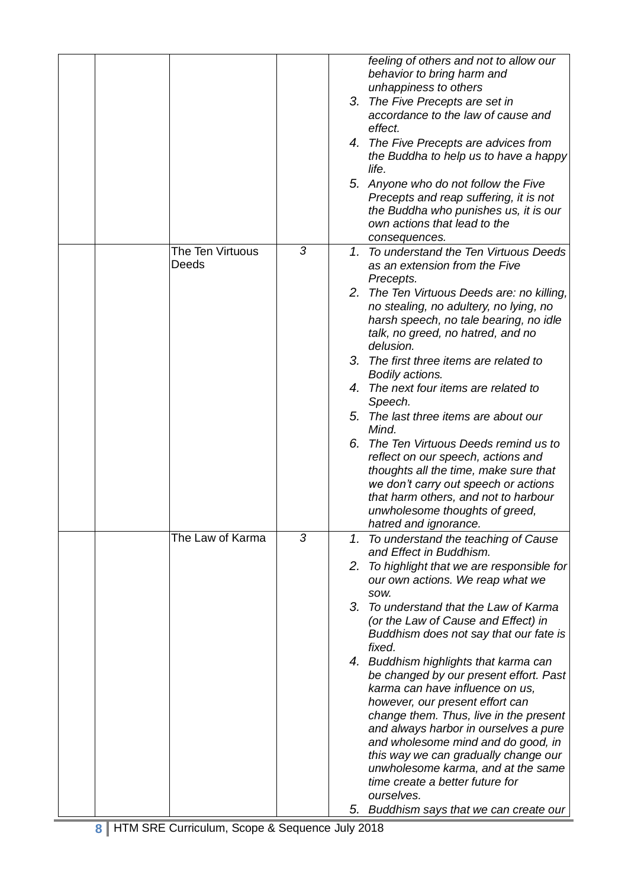| | | | |
|---|---|---|---|
| | | | *feeling of others and not to allow our behavior to bring harm and unhappiness to others*<br>3. *The Five Precepts are set in accordance to the law of cause and effect.*<br>4. *The Five Precepts are advices from the Buddha to help us to have a happy life.*<br>5. *Anyone who do not follow the Five Precepts and reap suffering, it is not the Buddha who punishes us, it is our own actions that lead to the consequences.* |
| | The Ten Virtuous Deeds | *3* | 1. *To understand the Ten Virtuous Deeds as an extension from the Five Precepts.*<br>2. *The Ten Virtuous Deeds are: no killing, no stealing, no adultery, no lying, no harsh speech, no tale bearing, no idle talk, no greed, no hatred, and no delusion.*<br>3. *The first three items are related to Bodily actions.*<br>4. *The next four items are related to Speech.*<br>5. *The last three items are about our Mind.*<br>6. *The Ten Virtuous Deeds remind us to reflect on our speech, actions and thoughts all the time, make sure that we don't carry out speech or actions that harm others, and not to harbour unwholesome thoughts of greed, hatred and ignorance.* |
| | The Law of Karma | *3* | 1. *To understand the teaching of Cause and Effect in Buddhism.*<br>2. *To highlight that we are responsible for our own actions. We reap what we sow.*<br>3. *To understand that the Law of Karma (or the Law of Cause and Effect) in Buddhism does not say that our fate is fixed.*<br>4. *Buddhism highlights that karma can be changed by our present effort. Past karma can have influence on us, however, our present effort can change them. Thus, live in the present and always harbor in ourselves a pure and wholesome mind and do good, in this way we can gradually change our unwholesome karma, and at the same time create a better future for ourselves.*<br>5. *Buddhism says that we can create our* |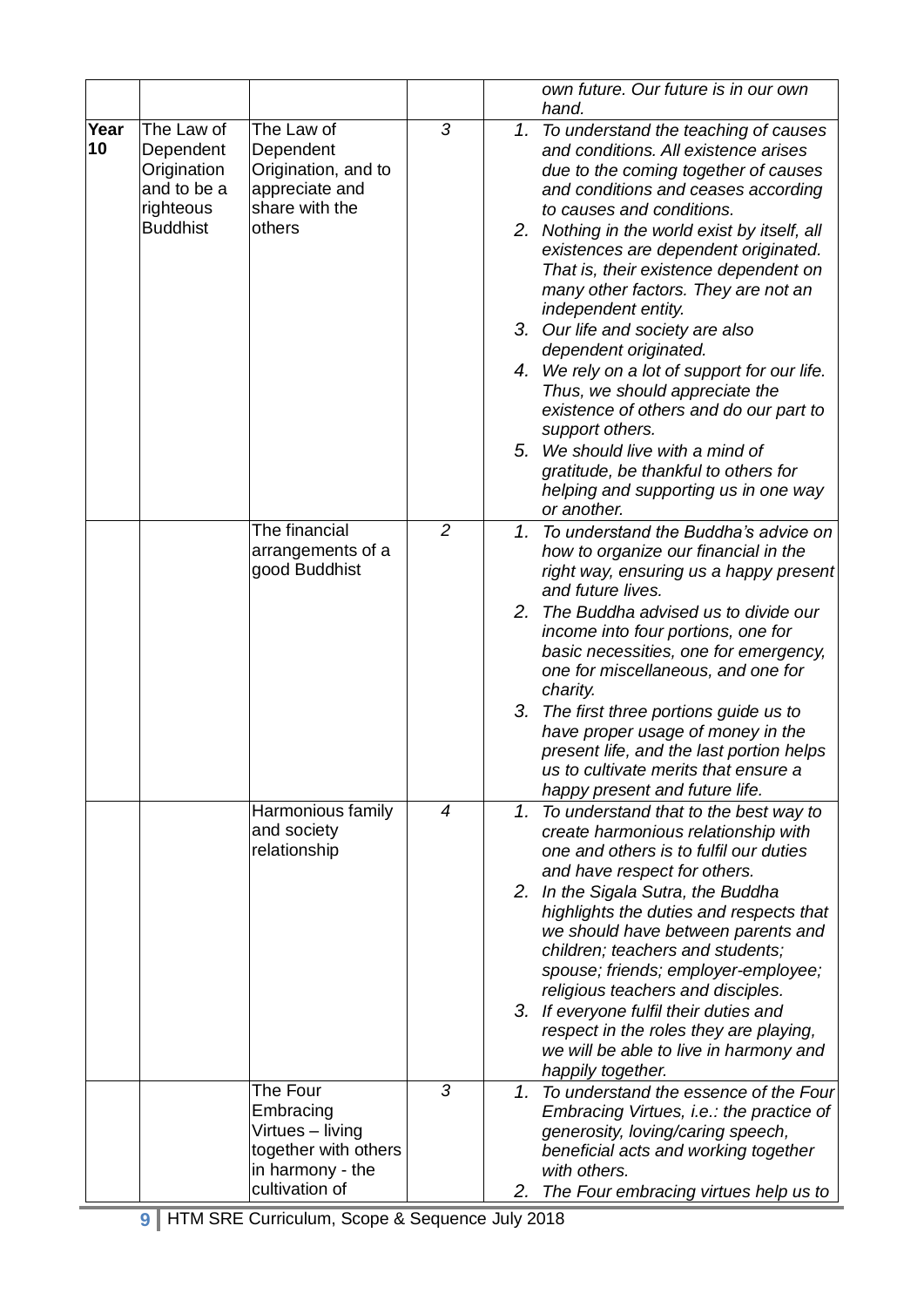| | | | | |
|---|---|---|---|---|
| | | | | *own future. Our future is in our own hand.* |
| **Year 10** | The Law of Dependent Origination and to be a righteous Buddhist | The Law of Dependent Origination, and to appreciate and share with the others | *3* | 1. *To understand the teaching of causes and conditions. All existence arises due to the coming together of causes and conditions and ceases according to causes and conditions.*<br>2. *Nothing in the world exist by itself, all existences are dependent originated. That is, their existence dependent on many other factors. They are not an independent entity.*<br>3. *Our life and society are also dependent originated.*<br>4. *We rely on a lot of support for our life. Thus, we should appreciate the existence of others and do our part to support others.*<br>5. *We should live with a mind of gratitude, be thankful to others for helping and supporting us in one way or another.* |
| | | The financial arrangements of a good Buddhist | *2* | 1. *To understand the Buddha's advice on how to organize our financial in the right way, ensuring us a happy present and future lives.*<br>2. *The Buddha advised us to divide our income into four portions, one for basic necessities, one for emergency, one for miscellaneous, and one for charity.*<br>3. *The first three portions guide us to have proper usage of money in the present life, and the last portion helps us to cultivate merits that ensure a happy present and future life.* |
| | | Harmonious family and society relationship | *4* | 1. *To understand that to the best way to create harmonious relationship with one and others is to fulfil our duties and have respect for others.*<br>2. *In the Sigala Sutra, the Buddha highlights the duties and respects that we should have between parents and children; teachers and students; spouse; friends; employer-employee; religious teachers and disciples.*<br>3. *If everyone fulfil their duties and respect in the roles they are playing, we will be able to live in harmony and happily together.* |
| | | The Four Embracing Virtues – living together with others in harmony - the cultivation of | *3* | 1. *To understand the essence of the Four Embracing Virtues, i.e.: the practice of generosity, loving/caring speech, beneficial acts and working together with others.*<br>2. *The Four embracing virtues help us to* |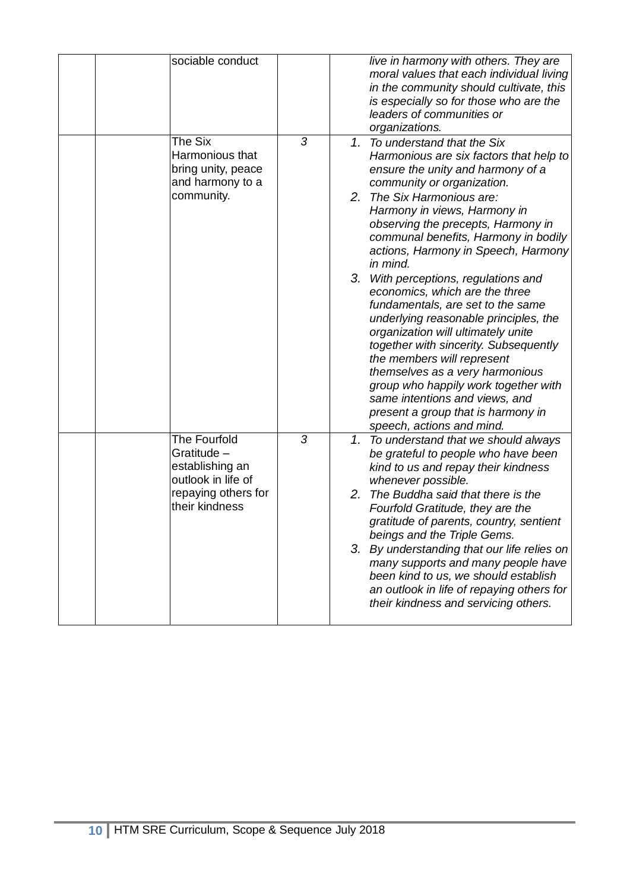|  |  | sociable conduct |  | *live in harmony with others. They are moral values that each individual living in the community should cultivate, this is especially so for those who are the leaders of communities or organizations.* |
|---|---|---|---|---|
|  |  | The Six Harmonious that bring unity, peace and harmony to a community. | *3* | 1. *To understand that the Six Harmonious are six factors that help to ensure the unity and harmony of a community or organization.*<br>2. *The Six Harmonious are: Harmony in views, Harmony in observing the precepts, Harmony in communal benefits, Harmony in bodily actions, Harmony in Speech, Harmony in mind.*<br>3. *With perceptions, regulations and economics, which are the three fundamentals, are set to the same underlying reasonable principles, the organization will ultimately unite together with sincerity. Subsequently the members will represent themselves as a very harmonious group who happily work together with same intentions and views, and present a group that is harmony in speech, actions and mind.* |
|  |  | The Fourfold Gratitude – establishing an outlook in life of repaying others for their kindness | *3* | 1. *To understand that we should always be grateful to people who have been kind to us and repay their kindness whenever possible.*<br>2. *The Buddha said that there is the Fourfold Gratitude, they are the gratitude of parents, country, sentient beings and the Triple Gems.*<br>3. *By understanding that our life relies on many supports and many people have been kind to us, we should establish an outlook in life of repaying others for their kindness and servicing others.* |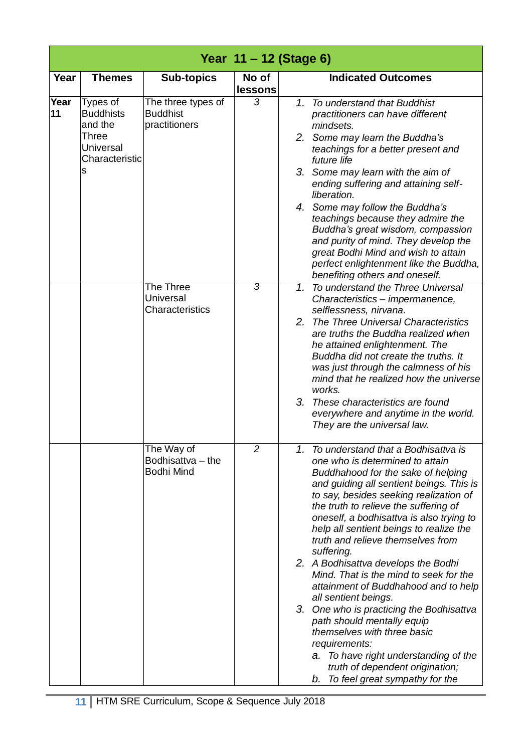| Year 11 – 12 (Stage 6) | | | | |
|---|---|---|---|---|
| **Year** | **Themes** | **Sub-topics** | **No of lessons** | **Indicated Outcomes** |
| **Year 11** | Types of Buddhists and the Three Universal Characteristics | The three types of Buddhist practitioners | 3 | 1. *To understand that Buddhist practitioners can have different mindsets.* <br> 2. *Some may learn the Buddha's teachings for a better present and future life* <br> 3. *Some may learn with the aim of ending suffering and attaining self-liberation.* <br> 4. *Some may follow the Buddha's teachings because they admire the Buddha's great wisdom, compassion and purity of mind. They develop the great Bodhi Mind and wish to attain perfect enlightenment like the Buddha, benefiting others and oneself.* |
| | | The Three Universal Characteristics | 3 | 1. *To understand the Three Universal Characteristics – impermanence, selflessness, nirvana.* <br> 2. *The Three Universal Characteristics are truths the Buddha realized when he attained enlightenment. The Buddha did not create the truths. It was just through the calmness of his mind that he realized how the universe works.* <br> 3. *These characteristics are found everywhere and anytime in the world. They are the universal law.* |
| | | The Way of Bodhisattva – the Bodhi Mind | 2 | 1. *To understand that a Bodhisattva is one who is determined to attain Buddhahood for the sake of helping and guiding all sentient beings. This is to say, besides seeking realization of the truth to relieve the suffering of oneself, a bodhisattva is also trying to help all sentient beings to realize the truth and relieve themselves from suffering.* <br> 2. *A Bodhisattva develops the Bodhi Mind. That is the mind to seek for the attainment of Buddhahood and to help all sentient beings.* <br> 3. *One who is practicing the Bodhisattva path should mentally equip themselves with three basic requirements:* <br> a. *To have right understanding of the truth of dependent origination;* <br> b. *To feel great sympathy for the* |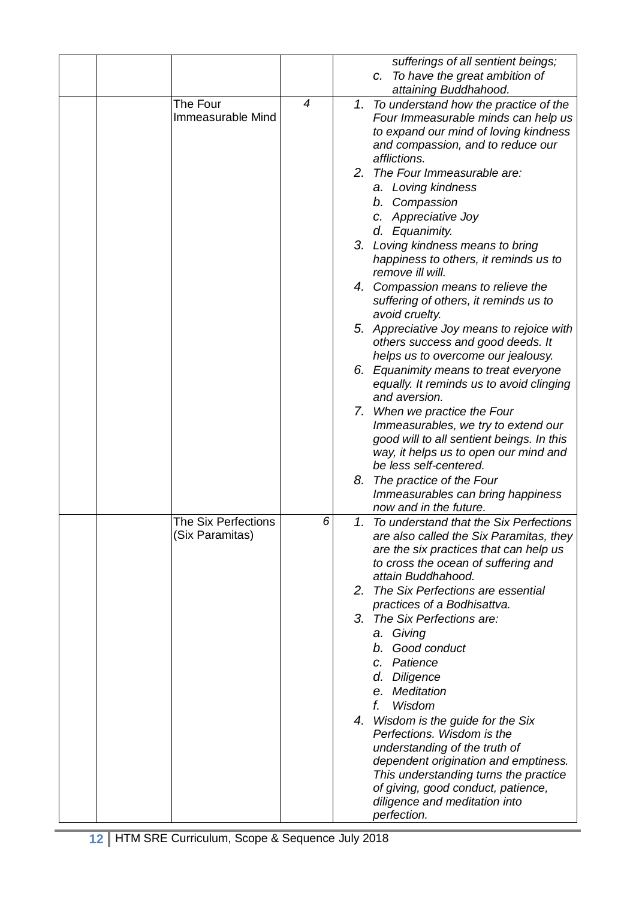| | | | | |
|---|---|---|---|---|
| | | | | *sufferings of all sentient beings;*<br>*c. To have the great ambition of attaining Buddhahood.* |
| | | The Four Immeasurable Mind | *4* | *1. To understand how the practice of the Four Immeasurable minds can help us to expand our mind of loving kindness and compassion, and to reduce our afflictions.*<br>*2. The Four Immeasurable are:*<br>*a. Loving kindness*<br>*b. Compassion*<br>*c. Appreciative Joy*<br>*d. Equanimity.*<br>*3. Loving kindness means to bring happiness to others, it reminds us to remove ill will.*<br>*4. Compassion means to relieve the suffering of others, it reminds us to avoid cruelty.*<br>*5. Appreciative Joy means to rejoice with others success and good deeds. It helps us to overcome our jealousy.*<br>*6. Equanimity means to treat everyone equally. It reminds us to avoid clinging and aversion.*<br>*7. When we practice the Four Immeasurables, we try to extend our good will to all sentient beings. In this way, it helps us to open our mind and be less self-centered.*<br>*8. The practice of the Four Immeasurables can bring happiness now and in the future.* |
| | | The Six Perfections (Six Paramitas) | *6* | *1. To understand that the Six Perfections are also called the Six Paramitas, they are the six practices that can help us to cross the ocean of suffering and attain Buddhahood.*<br>*2. The Six Perfections are essential practices of a Bodhisattva.*<br>*3. The Six Perfections are:*<br>*a. Giving*<br>*b. Good conduct*<br>*c. Patience*<br>*d. Diligence*<br>*e. Meditation*<br>*f. Wisdom*<br>*4. Wisdom is the guide for the Six Perfections. Wisdom is the understanding of the truth of dependent origination and emptiness. This understanding turns the practice of giving, good conduct, patience, diligence and meditation into perfection.* |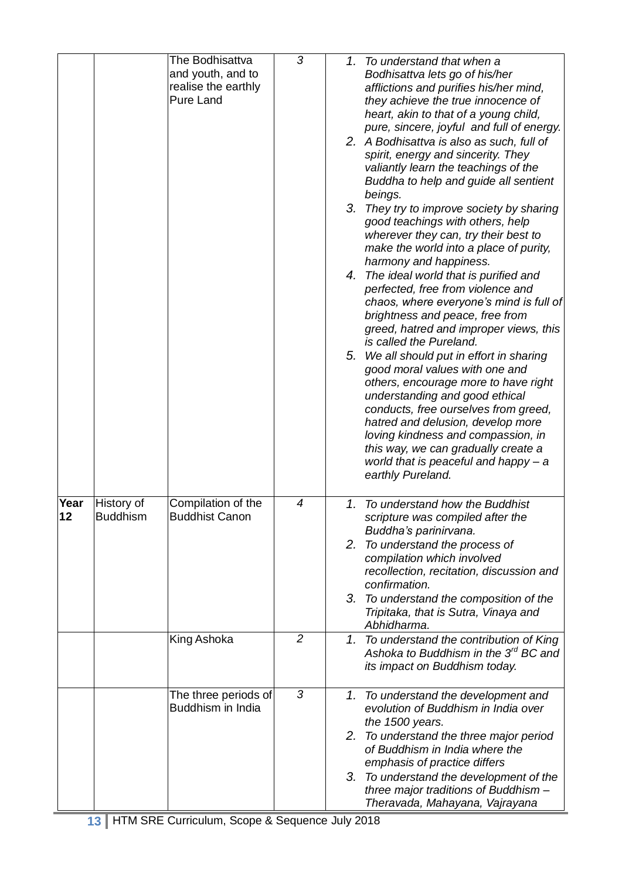| | | | | |
|---|---|---|---|---|
| | | The Bodhisattva and youth, and to realise the earthly Pure Land | *3* | 1. *To understand that when a Bodhisattva lets go of his/her afflictions and purifies his/her mind, they achieve the true innocence of heart, akin to that of a young child, pure, sincere, joyful and full of energy.*<br>2. *A Bodhisattva is also as such, full of spirit, energy and sincerity. They valiantly learn the teachings of the Buddha to help and guide all sentient beings.*<br>3. *They try to improve society by sharing good teachings with others, help wherever they can, try their best to make the world into a place of purity, harmony and happiness.*<br>4. *The ideal world that is purified and perfected, free from violence and chaos, where everyone's mind is full of brightness and peace, free from greed, hatred and improper views, this is called the Pureland.*<br>5. *We all should put in effort in sharing good moral values with one and others, encourage more to have right understanding and good ethical conducts, free ourselves from greed, hatred and delusion, develop more loving kindness and compassion, in this way, we can gradually create a world that is peaceful and happy – a earthly Pureland.* |
| **Year 12** | History of Buddhism | Compilation of the Buddhist Canon | *4* | 1. *To understand how the Buddhist scripture was compiled after the Buddha's parinirvana.*<br>2. *To understand the process of compilation which involved recollection, recitation, discussion and confirmation.*<br>3. *To understand the composition of the Tripitaka, that is Sutra, Vinaya and Abhidharma.* |
| | | King Ashoka | *2* | 1. *To understand the contribution of King Ashoka to Buddhism in the 3rd BC and its impact on Buddhism today.* |
| | | The three periods of Buddhism in India | *3* | 1. *To understand the development and evolution of Buddhism in India over the 1500 years.*<br>2. *To understand the three major period of Buddhism in India where the emphasis of practice differs*<br>3. *To understand the development of the three major traditions of Buddhism – Theravada, Mahayana, Vajrayana* |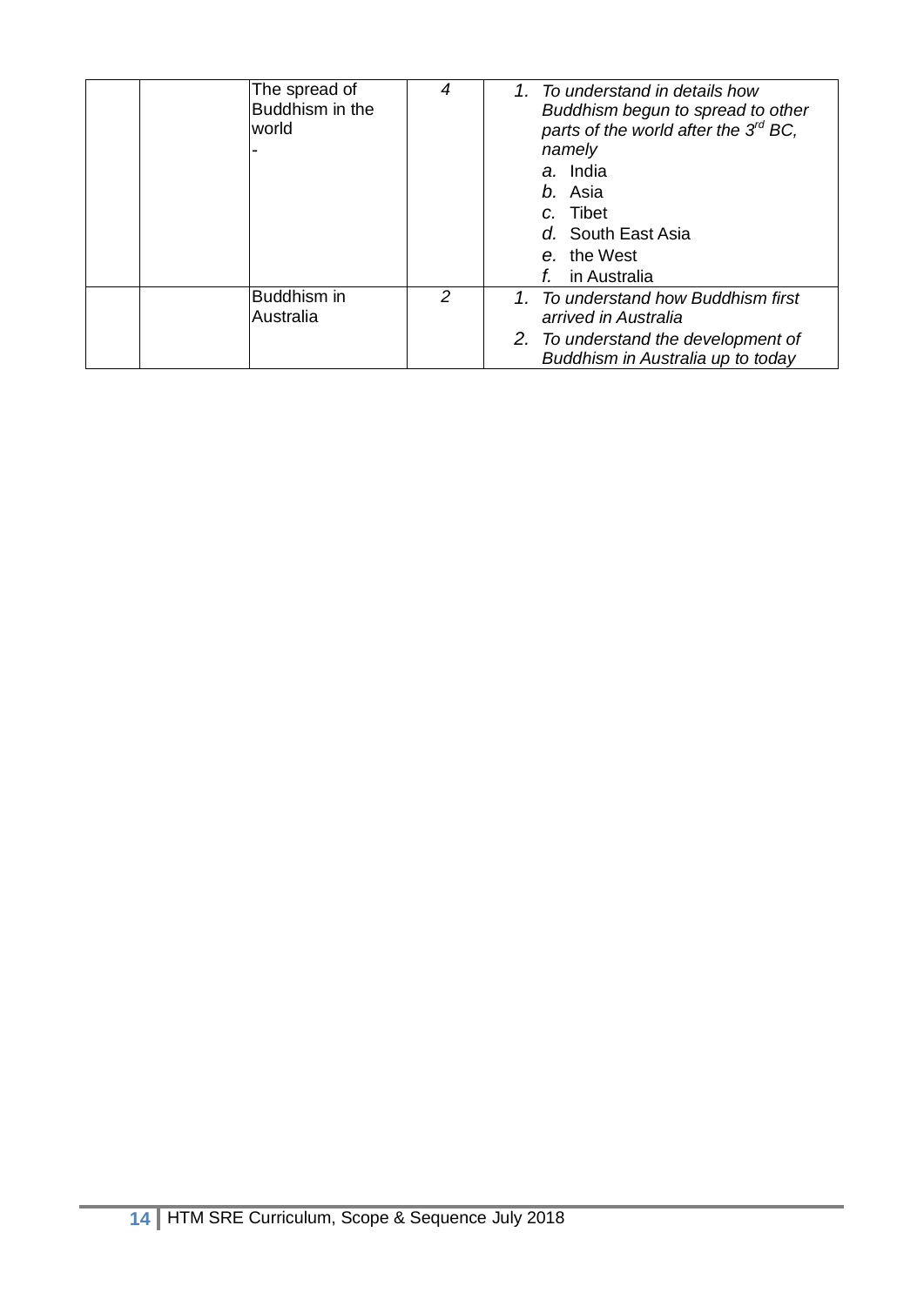| | | | | |
|---|---|---|---|---|
| | | The spread of Buddhism in the world<br>- | *4* | 1. *To understand in details how Buddhism begun to spread to other parts of the world after the 3rd BC, namely*<br>*a.* India<br>*b.* Asia<br>*c.* Tibet<br>*d.* South East Asia<br>*e.* the West<br>*f.* in Australia |
| | | Buddhism in Australia | *2* | 1. *To understand how Buddhism first arrived in Australia*<br>2. *To understand the development of Buddhism in Australia up to today* |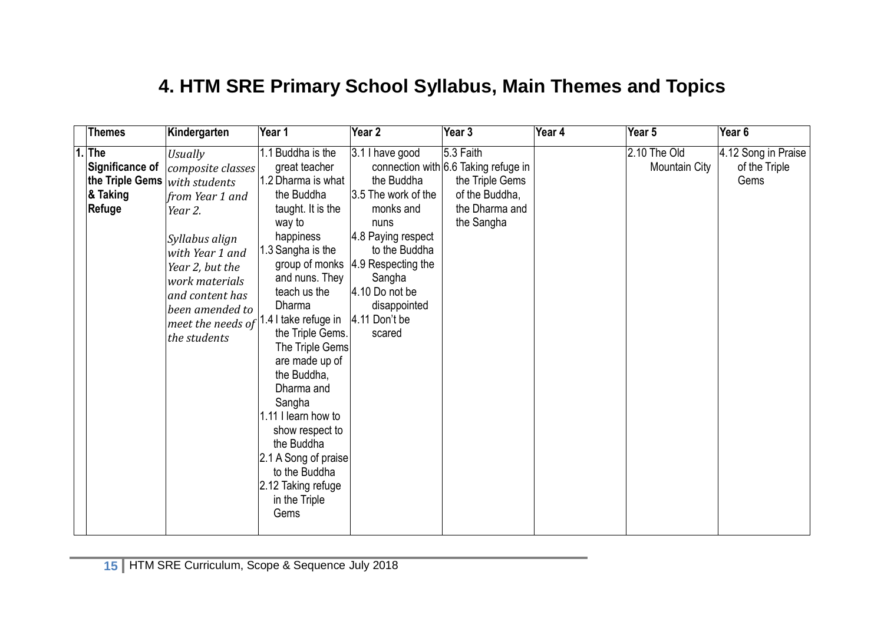# 4. HTM SRE Primary School Syllabus, Main Themes and Topics

| | Themes | Kindergarten | Year 1 | Year 2 | Year 3 | Year 4 | Year 5 | Year 6 |
|---|---|---|---|---|---|---|---|---|
| 1. | **The Significance of the Triple Gems & Taking Refuge** | *Usually composite classes with students from Year 1 and Year 2.*<br><br>*Syllabus align with Year 1 and Year 2, but the work materials and content has been amended to meet the needs of the students* | 1.1 Buddha is the great teacher<br>1.2 Dharma is what the Buddha taught. It is the way to happiness<br>1.3 Sangha is the group of monks and nuns. They teach us the Dharma<br>1.4 I take refuge in the Triple Gems. The Triple Gems are made up of the Buddha, Dharma and Sangha<br>1.11 I learn how to show respect to the Buddha<br>2.1 A Song of praise to the Buddha<br>2.12 Taking refuge in the Triple Gems | 3.1 I have good connection with the Buddha<br>3.5 The work of the monks and nuns<br>4.8 Paying respect to the Buddha<br>4.9 Respecting the Sangha<br>4.10 Do not be disappointed<br>4.11 Don't be scared | 5.3 Faith<br>6.6 Taking refuge in the Triple Gems of the Buddha, the Dharma and the Sangha | | 2.10 The Old Mountain City | 4.12 Song in Praise of the Triple Gems |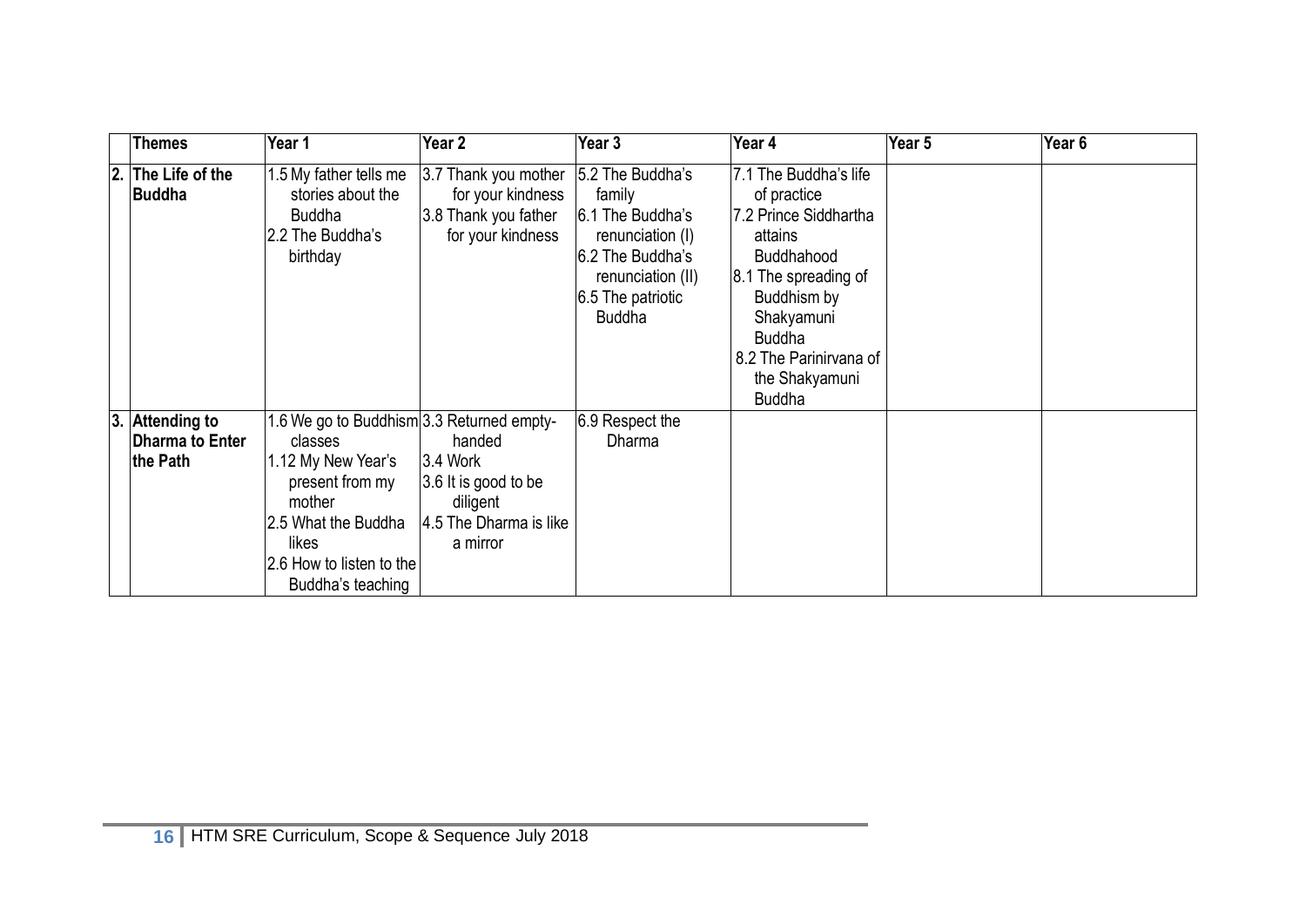| | Themes | Year 1 | Year 2 | Year 3 | Year 4 | Year 5 | Year 6 |
|---|---|---|---|---|---|---|---|
| 2. | The Life of the Buddha | 1.5 My father tells me stories about the Buddha<br>2.2 The Buddha's birthday | 3.7 Thank you mother for your kindness<br>3.8 Thank you father for your kindness | 5.2 The Buddha's family<br>6.1 The Buddha's renunciation (I)<br>6.2 The Buddha's renunciation (II)<br>6.5 The patriotic Buddha | 7.1 The Buddha's life of practice<br>7.2 Prince Siddhartha attains Buddhahood<br>8.1 The spreading of Buddhism by Shakyamuni Buddha<br>8.2 The Parinirvana of the Shakyamuni Buddha | | |
| 3. | Attending to Dharma to Enter the Path | 1.6 We go to Buddhism classes<br>1.12 My New Year's present from my mother<br>2.5 What the Buddha likes<br>2.6 How to listen to the Buddha's teaching | 3.3 Returned empty-handed<br>3.4 Work<br>3.6 It is good to be diligent<br>4.5 The Dharma is like a mirror | 6.9 Respect the Dharma | | | |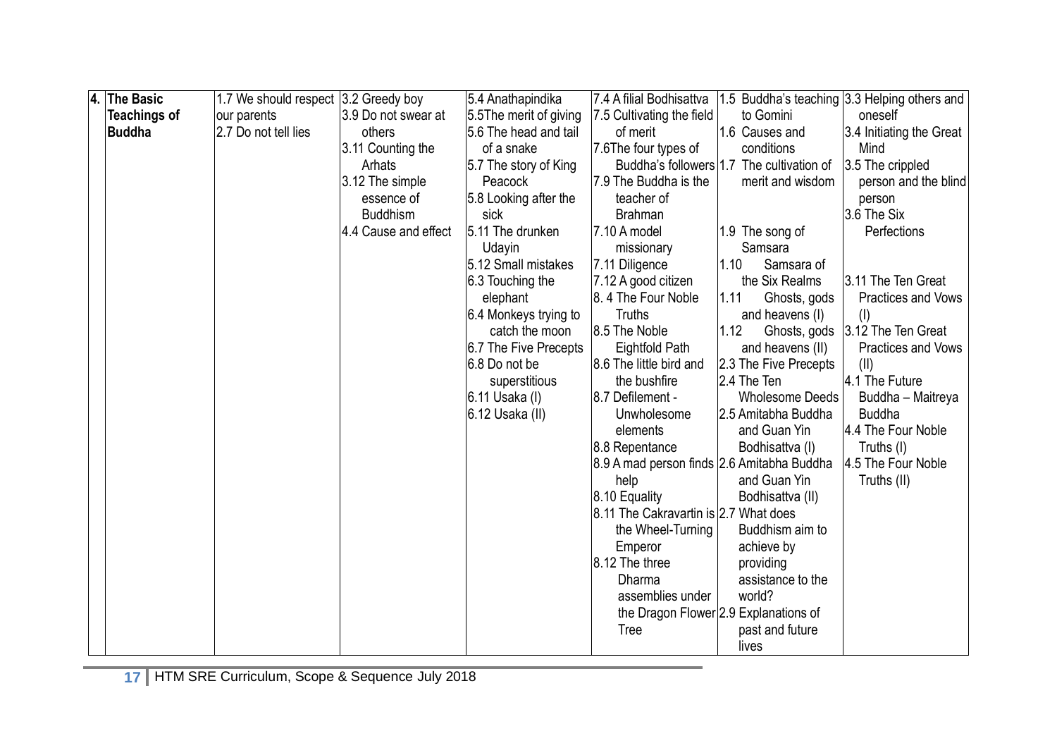| 4. | The Basic Teachings of Buddha | 1.7 We should respect our parents<br>2.7 Do not tell lies | 3.2 Greedy boy<br>3.9 Do not swear at others<br>3.11 Counting the Arhats<br>3.12 The simple essence of Buddhism<br>4.4 Cause and effect | 5.4 Anathapindika<br>5.5The merit of giving<br>5.6 The head and tail of a snake<br>5.7 The story of King Peacock<br>5.8 Looking after the sick<br>5.11 The drunken Udayin<br>5.12 Small mistakes<br>6.3 Touching the elephant<br>6.4 Monkeys trying to catch the moon<br>6.7 The Five Precepts<br>6.8 Do not be superstitious<br>6.11 Usaka (I)<br>6.12 Usaka (II) | 7.4 A filial Bodhisattva<br>7.5 Cultivating the field of merit<br>7.6The four types of Buddha's followers<br>7.9 The Buddha is the teacher of Brahman<br>7.10 A model missionary<br>7.11 Diligence<br>7.12 A good citizen<br>8. 4 The Four Noble Truths<br>8.5 The Noble Eightfold Path<br>8.6 The little bird and the bushfire<br>8.7 Defilement - Unwholesome elements<br>8.8 Repentance<br>8.9 A mad person finds help<br>8.10 Equality<br>8.11 The Cakravartin is the Wheel-Turning Emperor<br>8.12 The three Dharma assemblies under the Dragon Flower Tree | 1.5 Buddha's teaching to Gomini<br>1.6 Causes and conditions<br>1.7 The cultivation of merit and wisdom<br>1.9 The song of Samsara<br>1.10 Samsara of the Six Realms<br>1.11 Ghosts, gods and heavens (I)<br>1.12 Ghosts, gods and heavens (II)<br>2.3 The Five Precepts<br>2.4 The Ten Wholesome Deeds<br>2.5 Amitabha Buddha and Guan Yin Bodhisattva (I)<br>2.6 Amitabha Buddha and Guan Yin Bodhisattva (II)<br>2.7 What does Buddhism aim to achieve by providing assistance to the world?<br>2.9 Explanations of past and future lives | 3.3 Helping others and oneself<br>3.4 Initiating the Great Mind<br>3.5 The crippled person and the blind person<br>3.6 The Six Perfections<br>3.11 The Ten Great Practices and Vows (I)<br>3.12 The Ten Great Practices and Vows (II)<br>4.1 The Future Buddha – Maitreya Buddha<br>4.4 The Four Noble Truths (I)<br>4.5 The Four Noble Truths (II) |
|---|---|---|---|---|---|---|---|

HTM SRE Curriculum, Scope & Sequence July 2018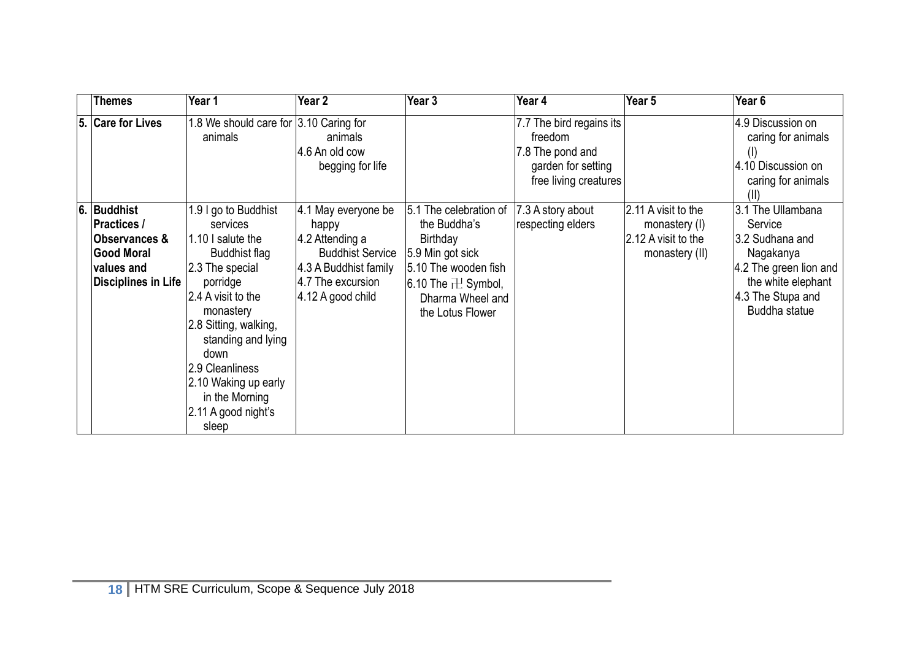| | Themes | Year 1 | Year 2 | Year 3 | Year 4 | Year 5 | Year 6 |
|---|---|---|---|---|---|---|---|
| 5. | **Care for Lives** | 1.8 We should care for animals | 3.10 Caring for animals<br>4.6 An old cow begging for life | | 7.7 The bird regains its freedom<br>7.8 The pond and garden for setting free living creatures | | 4.9 Discussion on caring for animals (I)<br>4.10 Discussion on caring for animals (II) |
| 6. | **Buddhist Practices / Observances & Good Moral values and Disciplines in Life** | 1.9 I go to Buddhist services<br>1.10 I salute the Buddhist flag<br>2.3 The special porridge<br>2.4 A visit to the monastery<br>2.8 Sitting, walking, standing and lying down<br>2.9 Cleanliness<br>2.10 Waking up early in the Morning<br>2.11 A good night's sleep | 4.1 May everyone be happy<br>4.2 Attending a Buddhist Service<br>4.3 A Buddhist family<br>4.7 The excursion<br>4.12 A good child | 5.1 The celebration of the Buddha's Birthday<br>5.9 Min got sick<br>5.10 The wooden fish<br>6.10 The 卍 Symbol, Dharma Wheel and the Lotus Flower | 7.3 A story about respecting elders | 2.11 A visit to the monastery (I)<br>2.12 A visit to the monastery (II) | 3.1 The Ullambana Service<br>3.2 Sudhana and Nagakanya<br>4.2 The green lion and the white elephant<br>4.3 The Stupa and Buddha statue |

HTM SRE Curriculum, Scope & Sequence July 2018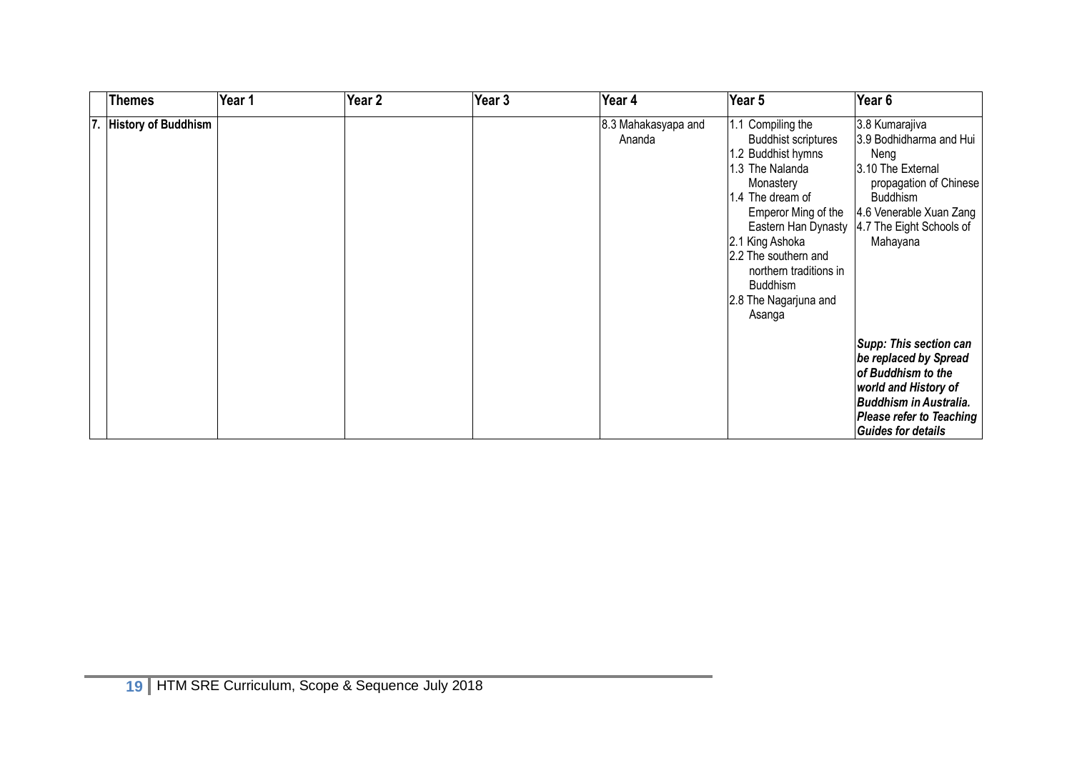| | Themes | Year 1 | Year 2 | Year 3 | Year 4 | Year 5 | Year 6 |
|---|---|---|---|---|---|---|---|
| 7. | History of Buddhism | | | | 8.3 Mahakasyapa and Ananda | 1.1 Compiling the Buddhist scriptures<br>1.2 Buddhist hymns<br>1.3 The Nalanda Monastery<br>1.4 The dream of Emperor Ming of the Eastern Han Dynasty<br>2.1 King Ashoka<br>2.2 The southern and northern traditions in Buddhism<br>2.8 The Nagarjuna and Asanga | 3.8 Kumarajiva<br>3.9 Bodhidharma and Hui Neng<br>3.10 The External propagation of Chinese Buddhism<br>4.6 Venerable Xuan Zang<br>4.7 The Eight Schools of Mahayana<br><br>***Supp: This section can be replaced by Spread of Buddhism to the world and History of Buddhism in Australia. Please refer to Teaching Guides for details*** |

HTM SRE Curriculum, Scope & Sequence July 2018